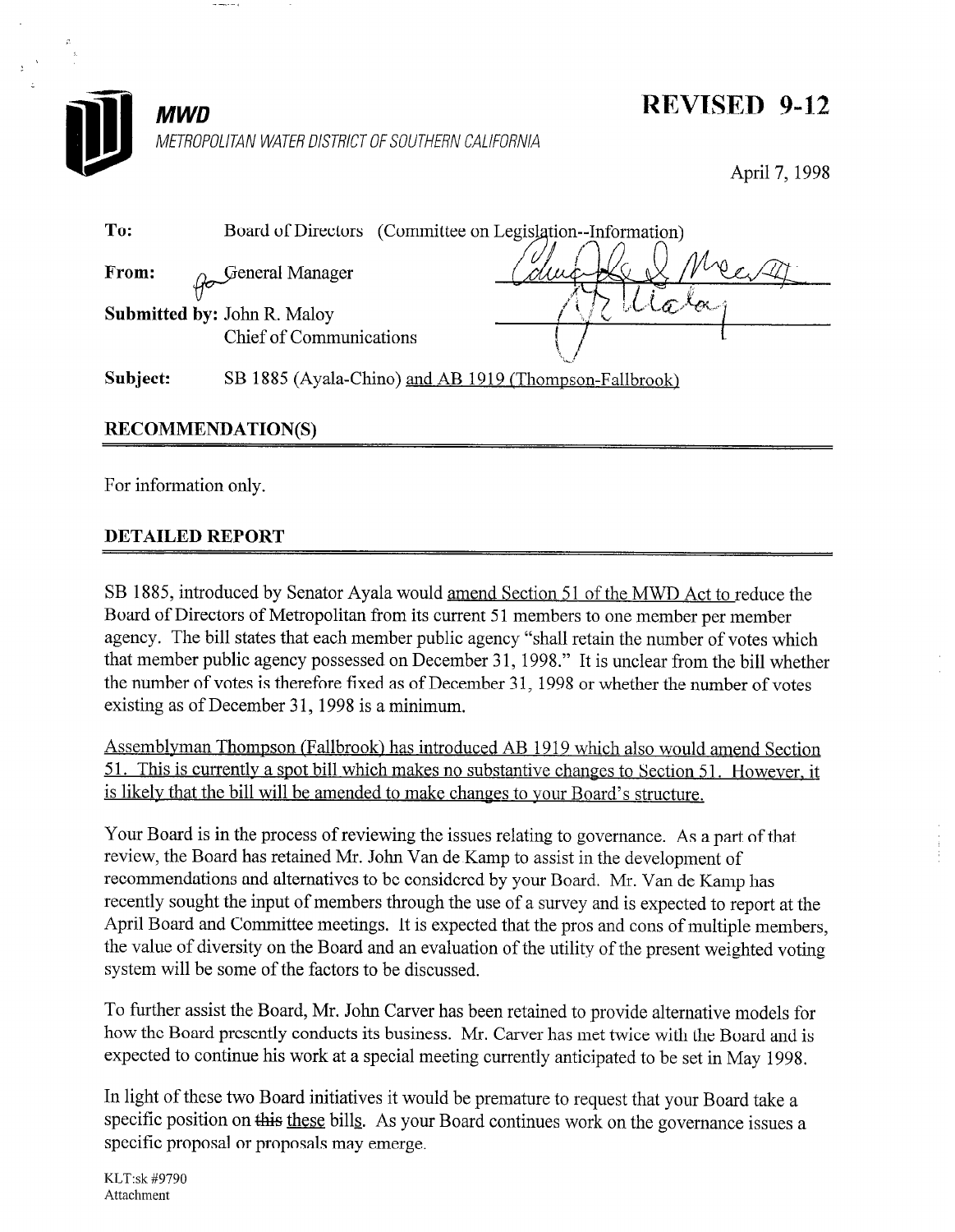**MWD**

*METROPOLITAN WATER DISTRICT OF SOUTHERN CALIFORNIA*

**REVISED 9-12**

April 7, 1998

**To:** Board of Directors (Committee on Legislation--Information)

**From:** General Manager

**Submitted by:** John R. Maloy
Chief of Communications

**Subject:** SB 1885 (Ayala-Chino) and AB 1919 (Thompson-Fallbrook)

## RECOMMENDATION(S)

For information only.

## DETAILED REPORT

SB 1885, introduced by Senator Ayala would amend Section 51 of the MWD Act to reduce the Board of Directors of Metropolitan from its current 51 members to one member per member agency. The bill states that each member public agency "shall retain the number of votes which that member public agency possessed on December 31, 1998." It is unclear from the bill whether the number of votes is therefore fixed as of December 31, 1998 or whether the number of votes existing as of December 31, 1998 is a minimum.

Assemblyman Thompson (Fallbrook) has introduced AB 1919 which also would amend Section 51. This is currently a spot bill which makes no substantive changes to Section 51. However, it is likely that the bill will be amended to make changes to your Board's structure.

Your Board is in the process of reviewing the issues relating to governance. As a part of that review, the Board has retained Mr. John Van de Kamp to assist in the development of recommendations and alternatives to be considered by your Board. Mr. Van de Kamp has recently sought the input of members through the use of a survey and is expected to report at the April Board and Committee meetings. It is expected that the pros and cons of multiple members, the value of diversity on the Board and an evaluation of the utility of the present weighted voting system will be some of the factors to be discussed.

To further assist the Board, Mr. John Carver has been retained to provide alternative models for how the Board presently conducts its business. Mr. Carver has met twice with the Board and is expected to continue his work at a special meeting currently anticipated to be set in May 1998.

In light of these two Board initiatives it would be premature to request that your Board take a specific position on ~~this~~ these bills. As your Board continues work on the governance issues a specific proposal or proposals may emerge.

KLT:sk #9790
Attachment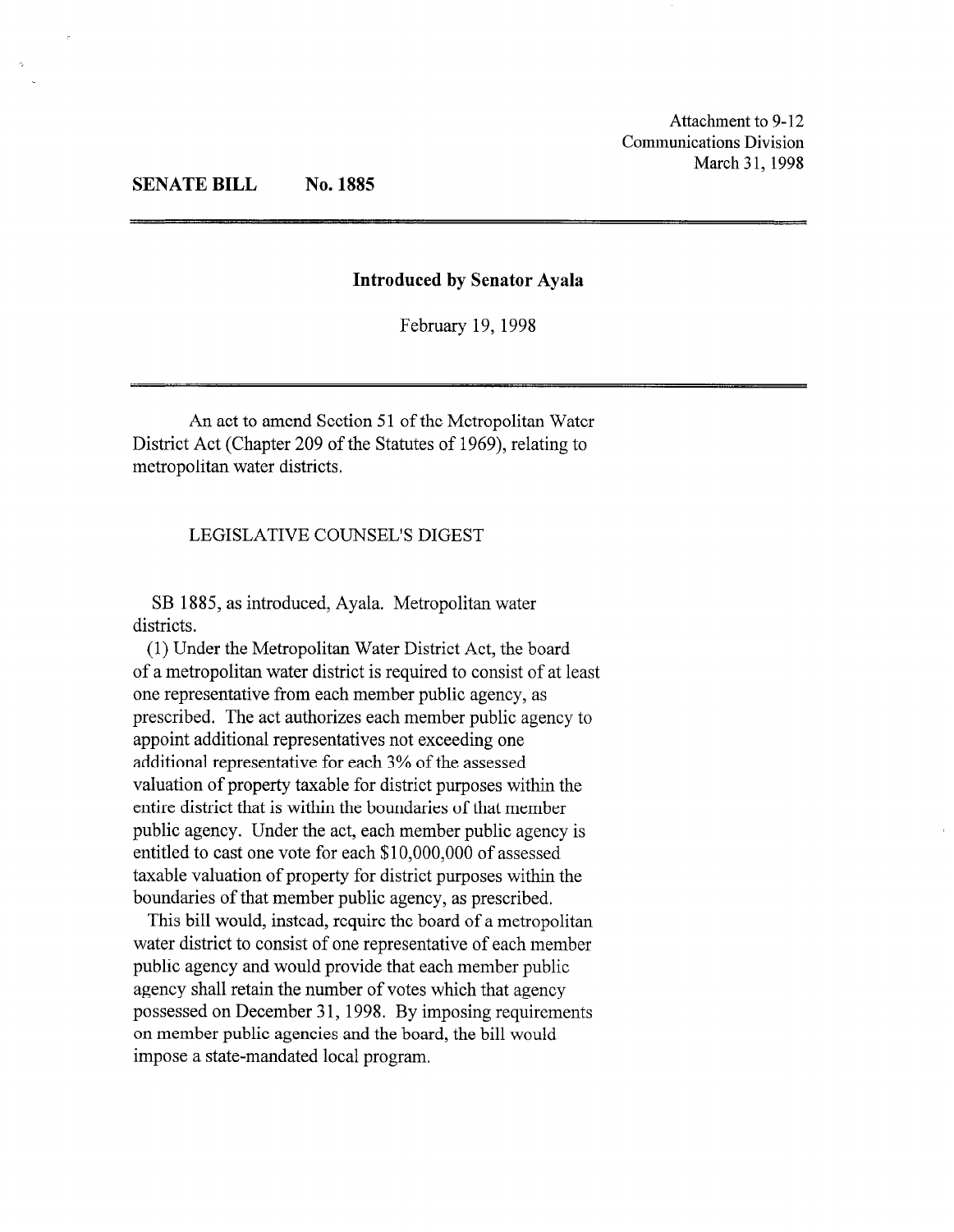Attachment to 9-12
Communications Division
March 31, 1998

**SENATE BILL No. 1885**

---

**Introduced by Senator Ayala**

February 19, 1998

---

An act to amend Section 51 of the Metropolitan Water District Act (Chapter 209 of the Statutes of 1969), relating to metropolitan water districts.

LEGISLATIVE COUNSEL'S DIGEST

SB 1885, as introduced, Ayala. Metropolitan water districts.

(1) Under the Metropolitan Water District Act, the board of a metropolitan water district is required to consist of at least one representative from each member public agency, as prescribed. The act authorizes each member public agency to appoint additional representatives not exceeding one additional representative for each 3% of the assessed valuation of property taxable for district purposes within the entire district that is within the boundaries of that member public agency. Under the act, each member public agency is entitled to cast one vote for each $10,000,000 of assessed taxable valuation of property for district purposes within the boundaries of that member public agency, as prescribed.

This bill would, instead, require the board of a metropolitan water district to consist of one representative of each member public agency and would provide that each member public agency shall retain the number of votes which that agency possessed on December 31, 1998. By imposing requirements on member public agencies and the board, the bill would impose a state-mandated local program.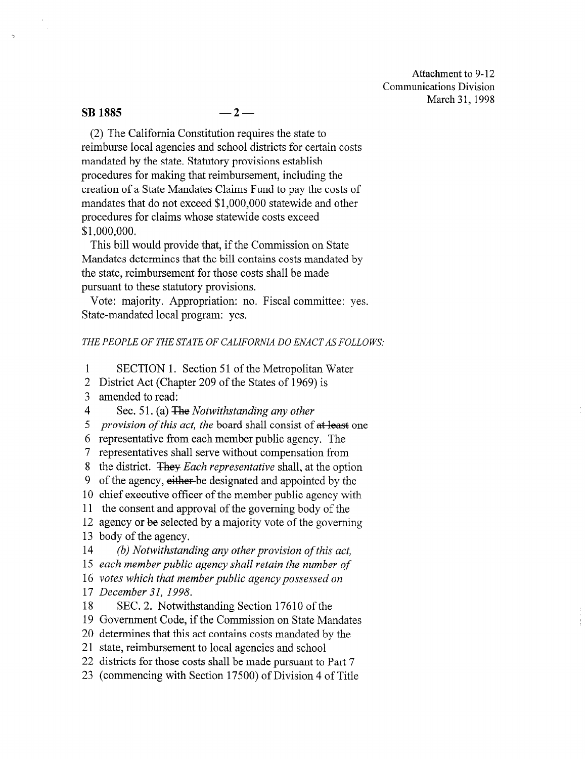Attachment to 9-12
Communications Division
March 31, 1998

**SB 1885 — 2 —**

(2) The California Constitution requires the state to reimburse local agencies and school districts for certain costs mandated by the state. Statutory provisions establish procedures for making that reimbursement, including the creation of a State Mandates Claims Fund to pay the costs of mandates that do not exceed $1,000,000 statewide and other procedures for claims whose statewide costs exceed $1,000,000.

This bill would provide that, if the Commission on State Mandates determines that the bill contains costs mandated by the state, reimbursement for those costs shall be made pursuant to these statutory provisions.

Vote: majority. Appropriation: no. Fiscal committee: yes. State-mandated local program: yes.

*THE PEOPLE OF THE STATE OF CALIFORNIA DO ENACT AS FOLLOWS:*

1 SECTION 1. Section 51 of the Metropolitan Water
2 District Act (Chapter 209 of the States of 1969) is
3 amended to read:
4 Sec. 51. (a) ~~The~~ *Notwithstanding any other*
5 *provision of this act, the* board shall consist of ~~at least~~ one
6 representative from each member public agency. The
7 representatives shall serve without compensation from
8 the district. ~~They~~ *Each representative* shall, at the option
9 of the agency, ~~either~~ be designated and appointed by the
10 chief executive officer of the member public agency with
11 the consent and approval of the governing body of the
12 agency or ~~be~~ selected by a majority vote of the governing
13 body of the agency.
14 *(b) Notwithstanding any other provision of this act,*
15 *each member public agency shall retain the number of*
16 *votes which that member public agency possessed on*
17 *December 31, 1998.*
18 SEC. 2. Notwithstanding Section 17610 of the
19 Government Code, if the Commission on State Mandates
20 determines that this act contains costs mandated by the
21 state, reimbursement to local agencies and school
22 districts for those costs shall be made pursuant to Part 7
23 (commencing with Section 17500) of Division 4 of Title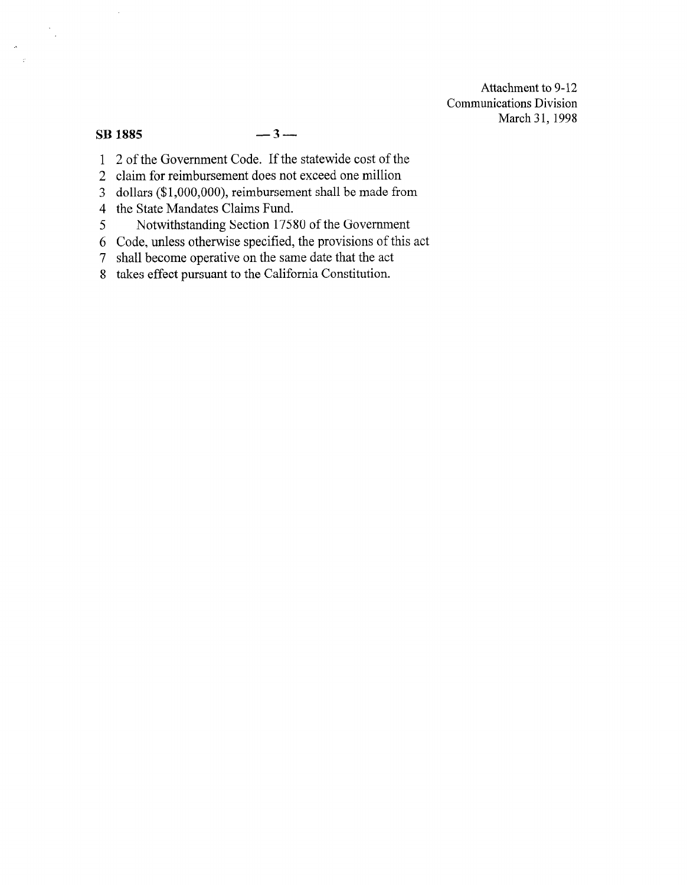Attachment to 9-12
Communications Division
March 31, 1998

2 of the Government Code. If the statewide cost of the claim for reimbursement does not exceed one million dollars ($1,000,000), reimbursement shall be made from the State Mandates Claims Fund.

Notwithstanding Section 17580 of the Government Code, unless otherwise specified, the provisions of this act shall become operative on the same date that the act takes effect pursuant to the California Constitution.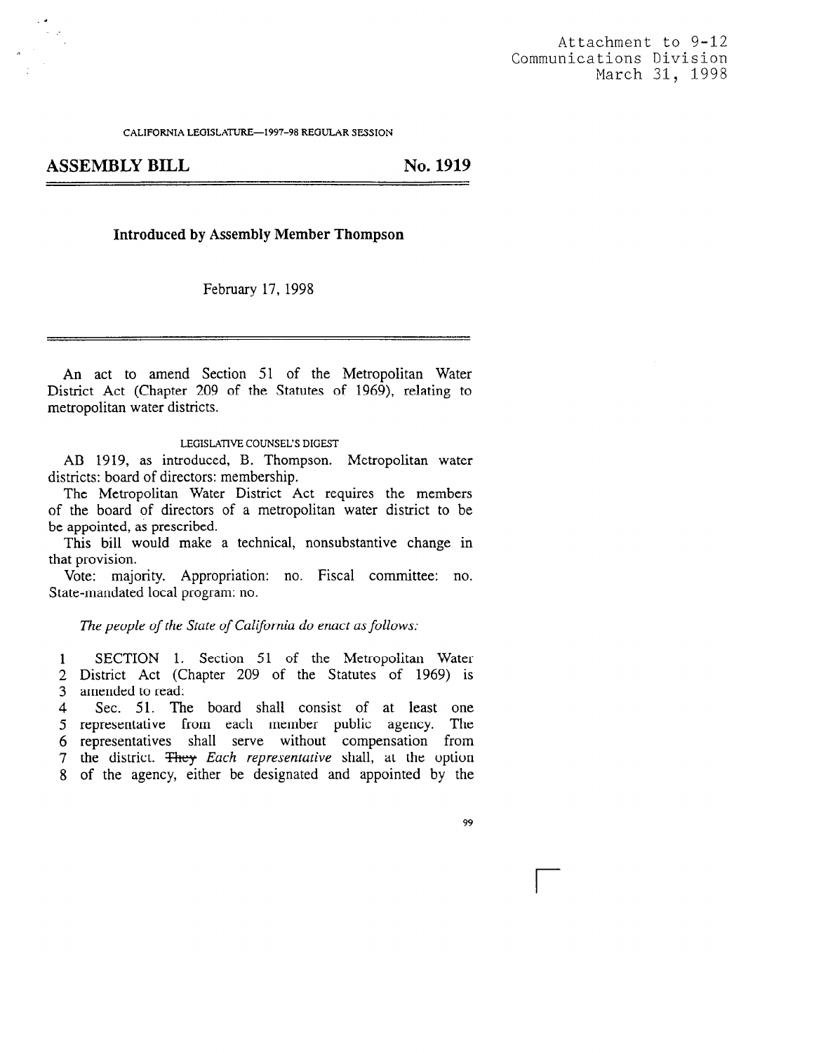Attachment to 9-12
Communications Division
March 31, 1998

CALIFORNIA LEGISLATURE—1997–98 REGULAR SESSION

# ASSEMBLY BILL No. 1919

**Introduced by Assembly Member Thompson**

February 17, 1998

An act to amend Section 51 of the Metropolitan Water District Act (Chapter 209 of the Statutes of 1969), relating to metropolitan water districts.

LEGISLATIVE COUNSEL'S DIGEST

AB 1919, as introduced, B. Thompson. Metropolitan water districts: board of directors: membership.

The Metropolitan Water District Act requires the members of the board of directors of a metropolitan water district to be be appointed, as prescribed.

This bill would make a technical, nonsubstantive change in that provision.

Vote: majority. Appropriation: no. Fiscal committee: no. State-mandated local program: no.

*The people of the State of California do enact as follows:*

1 SECTION 1. Section 51 of the Metropolitan Water
2 District Act (Chapter 209 of the Statutes of 1969) is
3 amended to read:
4 Sec. 51. The board shall consist of at least one
5 representative from each member public agency. The
6 representatives shall serve without compensation from
7 the district. ~~They~~ *Each representative* shall, at the option
8 of the agency, either be designated and appointed by the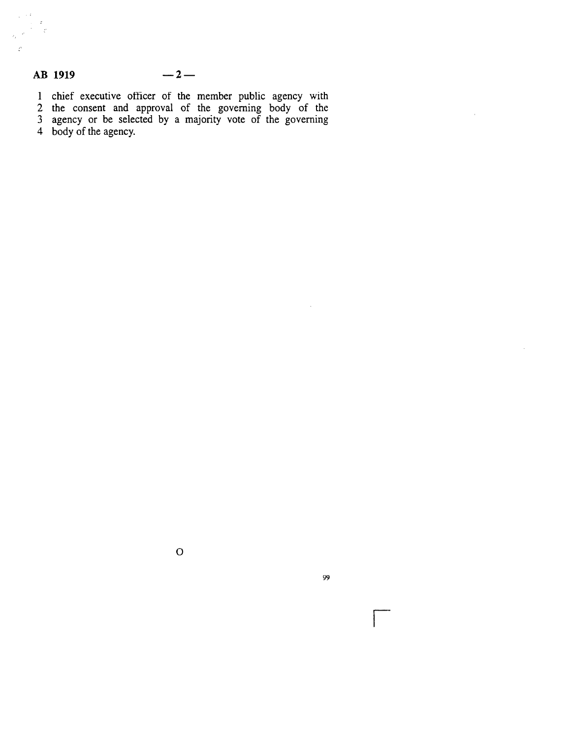chief executive officer of the member public agency with the consent and approval of the governing body of the agency or be selected by a majority vote of the governing body of the agency.